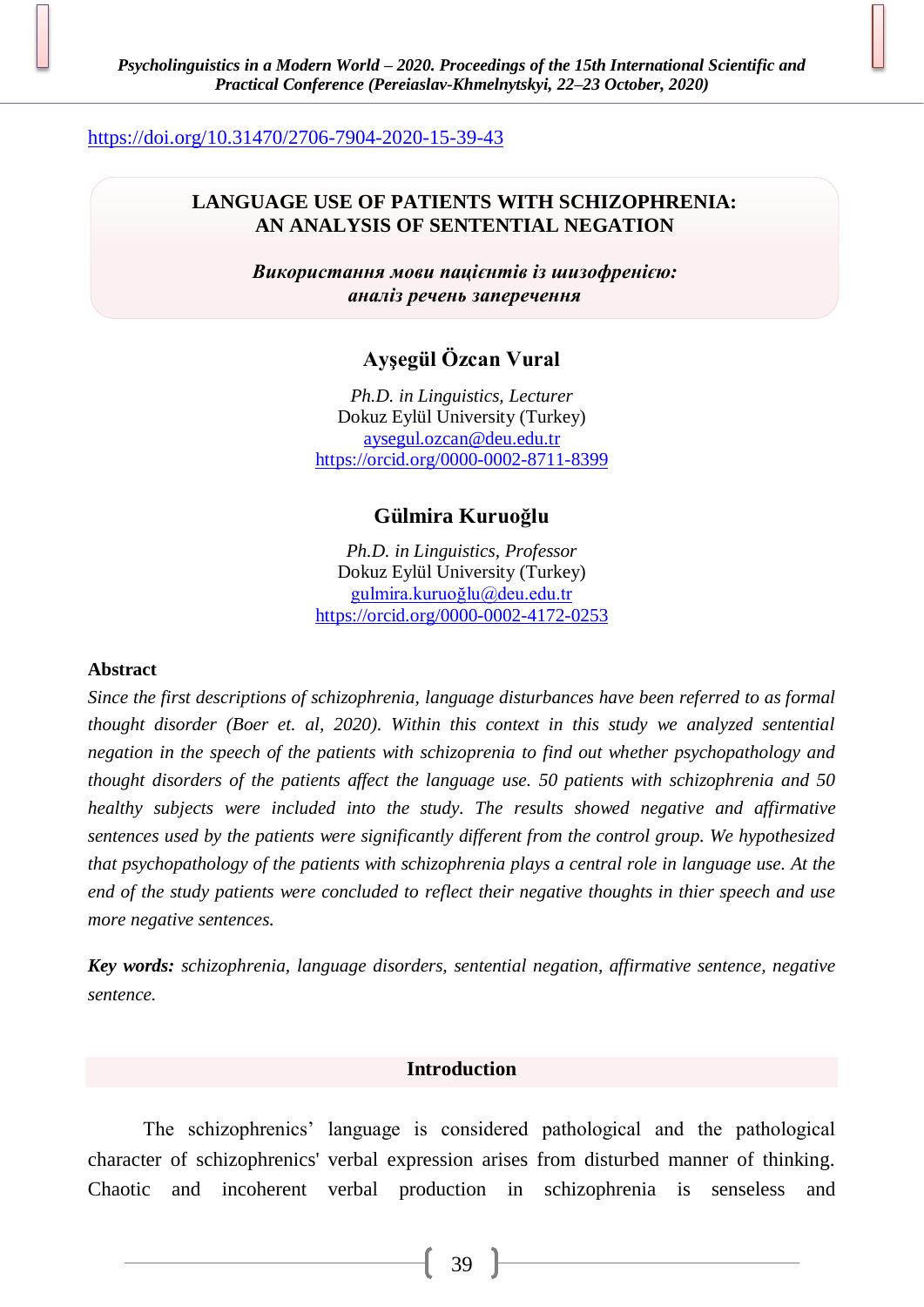https://doi.org/10.31470/2706-7904-2020-15-39-43

# LANGUAGE USE OF PATIENTS WITH SCHIZOPHRENIA: AN ANALYSIS OF SENTENTIAL NEGATION

***Використання мови пацієнтів із шизофренією: аналіз речень заперечення***

**Ayşegül Özcan Vural**

*Ph.D. in Linguistics, Lecturer*
Dokuz Eylül University (Turkey)
aysegul.ozcan@deu.edu.tr
https://orcid.org/0000-0002-8711-8399

**Gülmira Kuruoğlu**

*Ph.D. in Linguistics, Professor*
Dokuz Eylül University (Turkey)
gulmira.kuruoğlu@deu.edu.tr
https://orcid.org/0000-0002-4172-0253

**Abstract**

*Since the first descriptions of schizophrenia, language disturbances have been referred to as formal thought disorder (Boer et. al, 2020). Within this context in this study we analyzed sentential negation in the speech of the patients with schizoprenia to find out whether psychopathology and thought disorders of the patients affect the language use. 50 patients with schizophrenia and 50 healthy subjects were included into the study. The results showed negative and affirmative sentences used by the patients were significantly different from the control group. We hypothesized that psychopathology of the patients with schizophrenia plays a central role in language use. At the end of the study patients were concluded to reflect their negative thoughts in thier speech and use more negative sentences.*

***Key words:*** *schizophrenia, language disorders, sentential negation, affirmative sentence, negative sentence.*

## Introduction

The schizophrenics' language is considered pathological and the pathological character of schizophrenics' verbal expression arises from disturbed manner of thinking. Chaotic and incoherent verbal production in schizophrenia is senseless and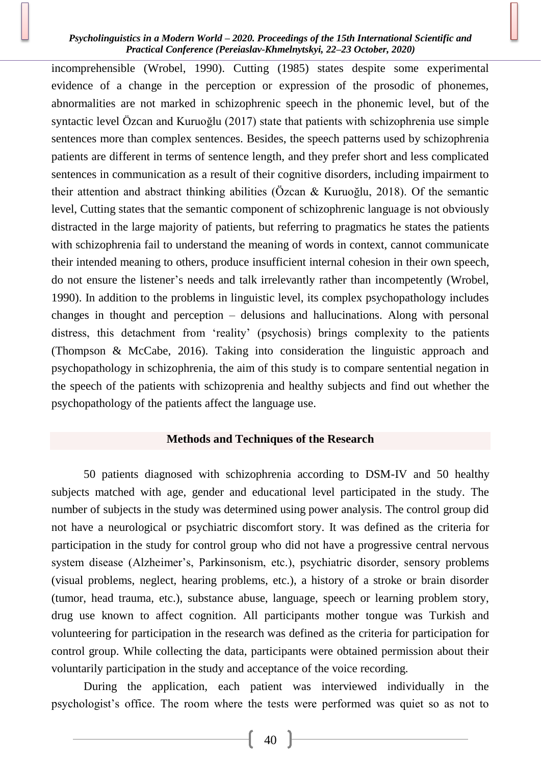incomprehensible (Wrobel, 1990). Cutting (1985) states despite some experimental evidence of a change in the perception or expression of the prosodic of phonemes, abnormalities are not marked in schizophrenic speech in the phonemic level, but of the syntactic level Özcan and Kuruoğlu (2017) state that patients with schizophrenia use simple sentences more than complex sentences. Besides, the speech patterns used by schizophrenia patients are different in terms of sentence length, and they prefer short and less complicated sentences in communication as a result of their cognitive disorders, including impairment to their attention and abstract thinking abilities (Özcan & Kuruoğlu, 2018). Of the semantic level, Cutting states that the semantic component of schizophrenic language is not obviously distracted in the large majority of patients, but referring to pragmatics he states the patients with schizophrenia fail to understand the meaning of words in context, cannot communicate their intended meaning to others, produce insufficient internal cohesion in their own speech, do not ensure the listener's needs and talk irrelevantly rather than incompetently (Wrobel, 1990). In addition to the problems in linguistic level, its complex psychopathology includes changes in thought and perception – delusions and hallucinations. Along with personal distress, this detachment from 'reality' (psychosis) brings complexity to the patients (Thompson & McCabe, 2016). Taking into consideration the linguistic approach and psychopathology in schizophrenia, the aim of this study is to compare sentential negation in the speech of the patients with schizoprenia and healthy subjects and find out whether the psychopathology of the patients affect the language use.

## Methods and Techniques of the Research

50 patients diagnosed with schizophrenia according to DSM-IV and 50 healthy subjects matched with age, gender and educational level participated in the study. The number of subjects in the study was determined using power analysis. The control group did not have a neurological or psychiatric discomfort story. It was defined as the criteria for participation in the study for control group who did not have a progressive central nervous system disease (Alzheimer's, Parkinsonism, etc.), psychiatric disorder, sensory problems (visual problems, neglect, hearing problems, etc.), a history of a stroke or brain disorder (tumor, head trauma, etc.), substance abuse, language, speech or learning problem story, drug use known to affect cognition. All participants mother tongue was Turkish and volunteering for participation in the research was defined as the criteria for participation for control group. While collecting the data, participants were obtained permission about their voluntarily participation in the study and acceptance of the voice recording.

During the application, each patient was interviewed individually in the psychologist's office. The room where the tests were performed was quiet so as not to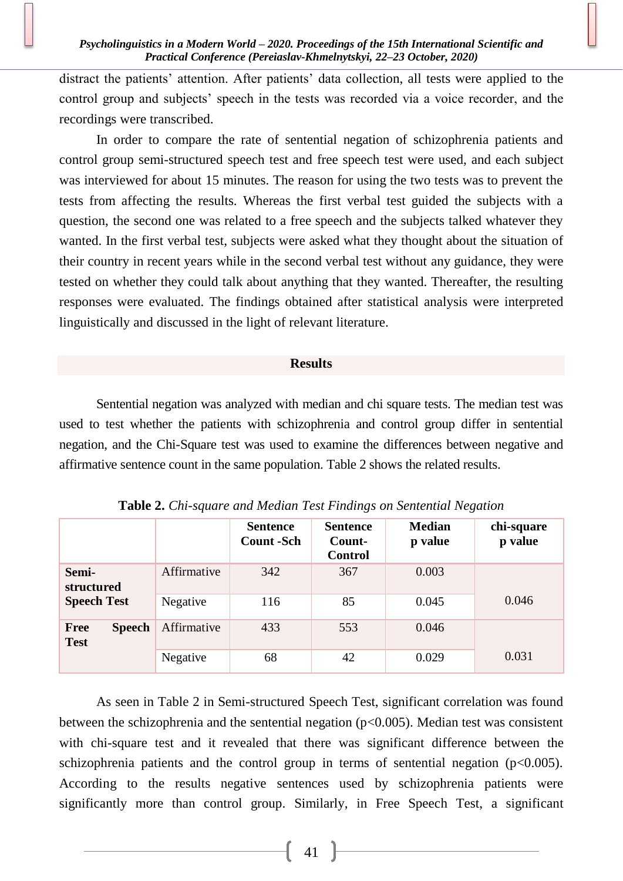distract the patients' attention. After patients' data collection, all tests were applied to the control group and subjects' speech in the tests was recorded via a voice recorder, and the recordings were transcribed.

In order to compare the rate of sentential negation of schizophrenia patients and control group semi-structured speech test and free speech test were used, and each subject was interviewed for about 15 minutes. The reason for using the two tests was to prevent the tests from affecting the results. Whereas the first verbal test guided the subjects with a question, the second one was related to a free speech and the subjects talked whatever they wanted. In the first verbal test, subjects were asked what they thought about the situation of their country in recent years while in the second verbal test without any guidance, they were tested on whether they could talk about anything that they wanted. Thereafter, the resulting responses were evaluated. The findings obtained after statistical analysis were interpreted linguistically and discussed in the light of relevant literature.

## Results

Sentential negation was analyzed with median and chi square tests. The median test was used to test whether the patients with schizophrenia and control group differ in sentential negation, and the Chi-Square test was used to examine the differences between negative and affirmative sentence count in the same population. Table 2 shows the related results.

**Table 2.** *Chi-square and Median Test Findings on Sentential Negation*

| | | Sentence Count -Sch | Sentence Count-Control | Median p value | chi-square p value |
|---|---|---|---|---|---|
| **Semi-structured Speech Test** | Affirmative | 342 | 367 | 0.003 | 0.046 |
| | Negative | 116 | 85 | 0.045 | |
| **Free Speech Test** | Affirmative | 433 | 553 | 0.046 | 0.031 |
| | Negative | 68 | 42 | 0.029 | |

As seen in Table 2 in Semi-structured Speech Test, significant correlation was found between the schizophrenia and the sentential negation ($p<0.005$). Median test was consistent with chi-square test and it revealed that there was significant difference between the schizophrenia patients and the control group in terms of sentential negation ($p<0.005$). According to the results negative sentences used by schizophrenia patients were significantly more than control group. Similarly, in Free Speech Test, a significant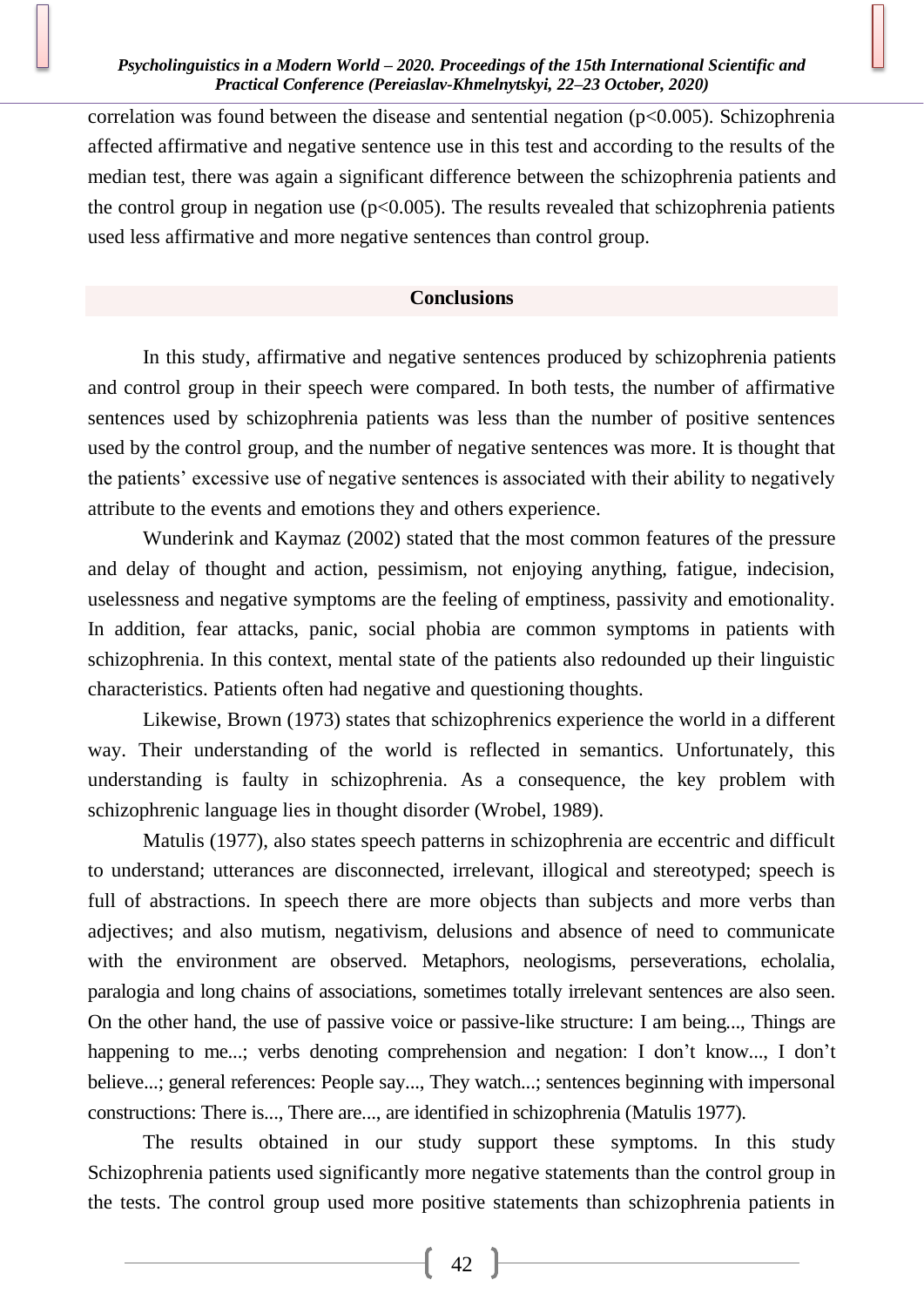correlation was found between the disease and sentential negation ($p<0.005$). Schizophrenia affected affirmative and negative sentence use in this test and according to the results of the median test, there was again a significant difference between the schizophrenia patients and the control group in negation use ($p<0.005$). The results revealed that schizophrenia patients used less affirmative and more negative sentences than control group.

## Conclusions

In this study, affirmative and negative sentences produced by schizophrenia patients and control group in their speech were compared. In both tests, the number of affirmative sentences used by schizophrenia patients was less than the number of positive sentences used by the control group, and the number of negative sentences was more. It is thought that the patients' excessive use of negative sentences is associated with their ability to negatively attribute to the events and emotions they and others experience.

Wunderink and Kaymaz (2002) stated that the most common features of the pressure and delay of thought and action, pessimism, not enjoying anything, fatigue, indecision, uselessness and negative symptoms are the feeling of emptiness, passivity and emotionality. In addition, fear attacks, panic, social phobia are common symptoms in patients with schizophrenia. In this context, mental state of the patients also redounded up their linguistic characteristics. Patients often had negative and questioning thoughts.

Likewise, Brown (1973) states that schizophrenics experience the world in a different way. Their understanding of the world is reflected in semantics. Unfortunately, this understanding is faulty in schizophrenia. As a consequence, the key problem with schizophrenic language lies in thought disorder (Wrobel, 1989).

Matulis (1977), also states speech patterns in schizophrenia are eccentric and difficult to understand; utterances are disconnected, irrelevant, illogical and stereotyped; speech is full of abstractions. In speech there are more objects than subjects and more verbs than adjectives; and also mutism, negativism, delusions and absence of need to communicate with the environment are observed. Metaphors, neologisms, perseverations, echolalia, paralogia and long chains of associations, sometimes totally irrelevant sentences are also seen. On the other hand, the use of passive voice or passive-like structure: I am being..., Things are happening to me...; verbs denoting comprehension and negation: I don't know..., I don't believe...; general references: People say..., They watch...; sentences beginning with impersonal constructions: There is..., There are..., are identified in schizophrenia (Matulis 1977).

The results obtained in our study support these symptoms. In this study Schizophrenia patients used significantly more negative statements than the control group in the tests. The control group used more positive statements than schizophrenia patients in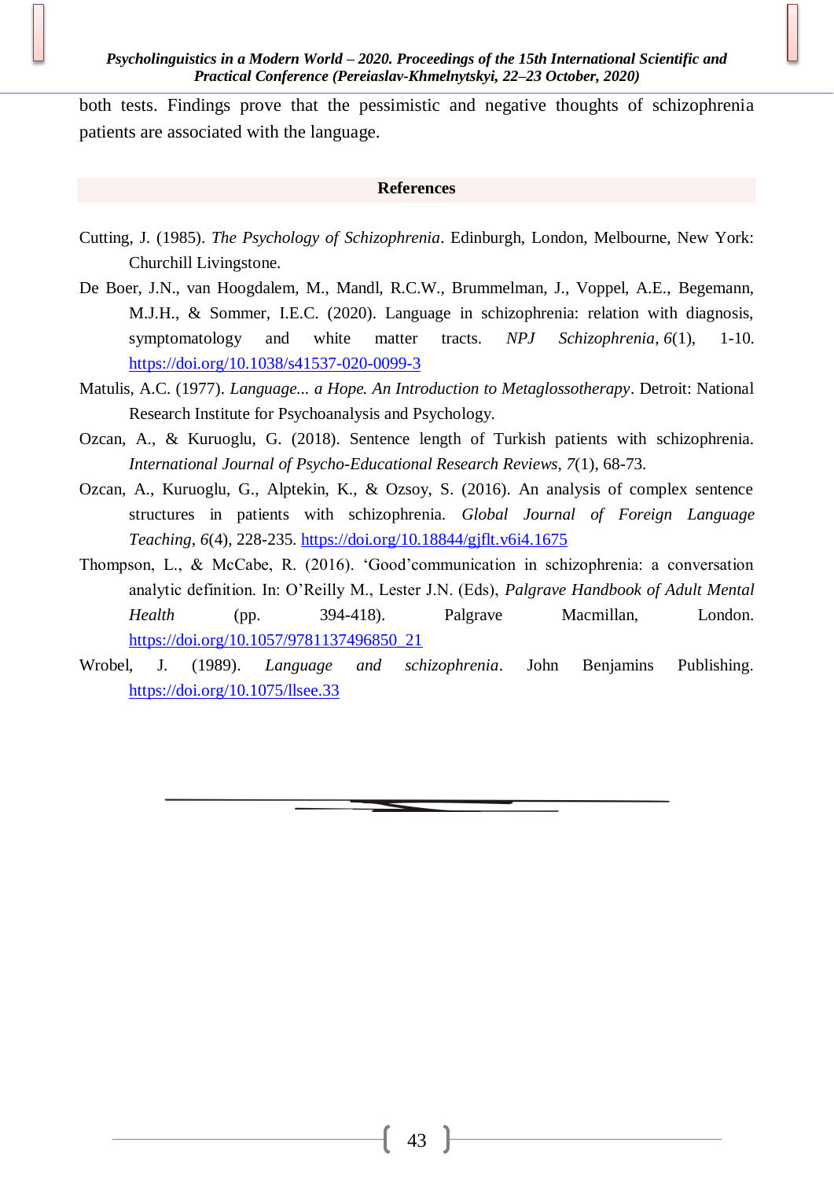both tests. Findings prove that the pessimistic and negative thoughts of schizophrenia patients are associated with the language.

## References

Cutting, J. (1985). *The Psychology of Schizophrenia*. Edinburgh, London, Melbourne, New York: Churchill Livingstone.

De Boer, J.N., van Hoogdalem, M., Mandl, R.C.W., Brummelman, J., Voppel, A.E., Begemann, M.J.H., & Sommer, I.E.C. (2020). Language in schizophrenia: relation with diagnosis, symptomatology and white matter tracts. *NPJ Schizophrenia*, *6*(1), 1-10. https://doi.org/10.1038/s41537-020-0099-3

Matulis, A.C. (1977). *Language... a Hope. An Introduction to Metaglossotherapy*. Detroit: National Research Institute for Psychoanalysis and Psychology.

Ozcan, A., & Kuruoglu, G. (2018). Sentence length of Turkish patients with schizophrenia. *International Journal of Psycho-Educational Research Reviews*, *7*(1), 68-73.

Ozcan, A., Kuruoglu, G., Alptekin, K., & Ozsoy, S. (2016). An analysis of complex sentence structures in patients with schizophrenia. *Global Journal of Foreign Language Teaching*, *6*(4), 228-235. https://doi.org/10.18844/gjflt.v6i4.1675

Thompson, L., & McCabe, R. (2016). 'Good'communication in schizophrenia: a conversation analytic definition. In: O'Reilly M., Lester J.N. (Eds), *Palgrave Handbook of Adult Mental Health* (pp. 394-418). Palgrave Macmillan, London. https://doi.org/10.1057/9781137496850_21

Wrobel, J. (1989). *Language and schizophrenia*. John Benjamins Publishing. https://doi.org/10.1075/llsee.33